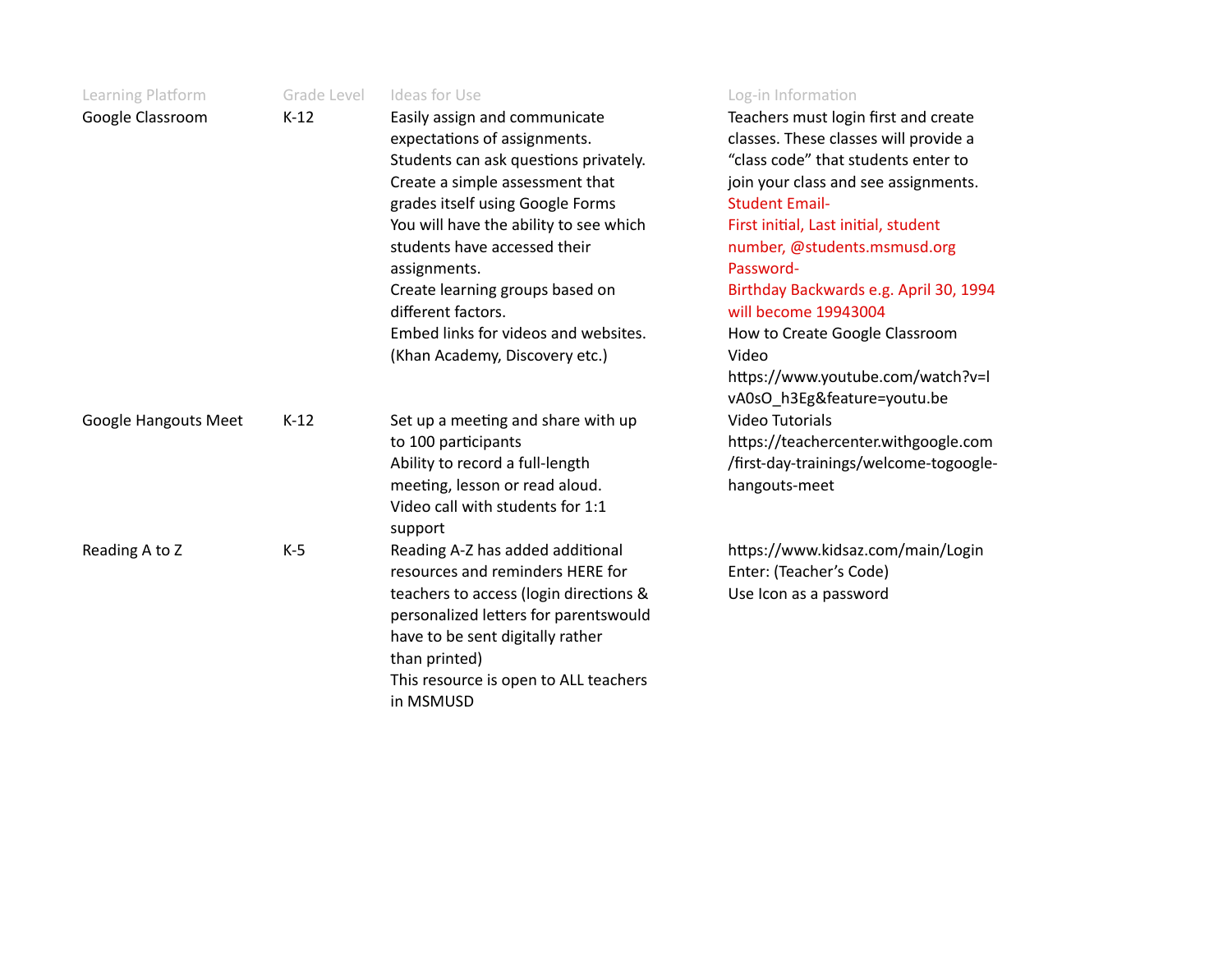| Learning Platform | Grade Level | Ideas for Use | Log-in Information |
|---|---|---|---|
| Google Classroom | K-12 | Easily assign and communicate expectations of assignments.<br>Students can ask questions privately.<br>Create a simple assessment that grades itself using Google Forms<br>You will have the ability to see which students have accessed their assignments.<br>Create learning groups based on different factors.<br>Embed links for videos and websites. (Khan Academy, Discovery etc.) | Teachers must login first and create classes. These classes will provide a "class code" that students enter to join your class and see assignments.<br>Student Email-<br>First initial, Last initial, student number, @students.msmusd.org<br>Password-<br>Birthday Backwards e.g. April 30, 1994 will become 19943004<br>How to Create Google Classroom Video<br>https://www.youtube.com/watch?v=lvA0sO_h3Eg&feature=youtu.be |
| Google Hangouts Meet | K-12 | Set up a meeting and share with up to 100 participants<br>Ability to record a full-length meeting, lesson or read aloud.<br>Video call with students for 1:1 support | Video Tutorials<br>https://teachercenter.withgoogle.com/first-day-trainings/welcome-togoogle-hangouts-meet |
| Reading A to Z | K-5 | Reading A-Z has added additional resources and reminders HERE for teachers to access (login directions & personalized letters for parentswould have to be sent digitally rather than printed)<br>This resource is open to ALL teachers in MSMUSD | https://www.kidsaz.com/main/Login<br>Enter: (Teacher's Code)<br>Use Icon as a password |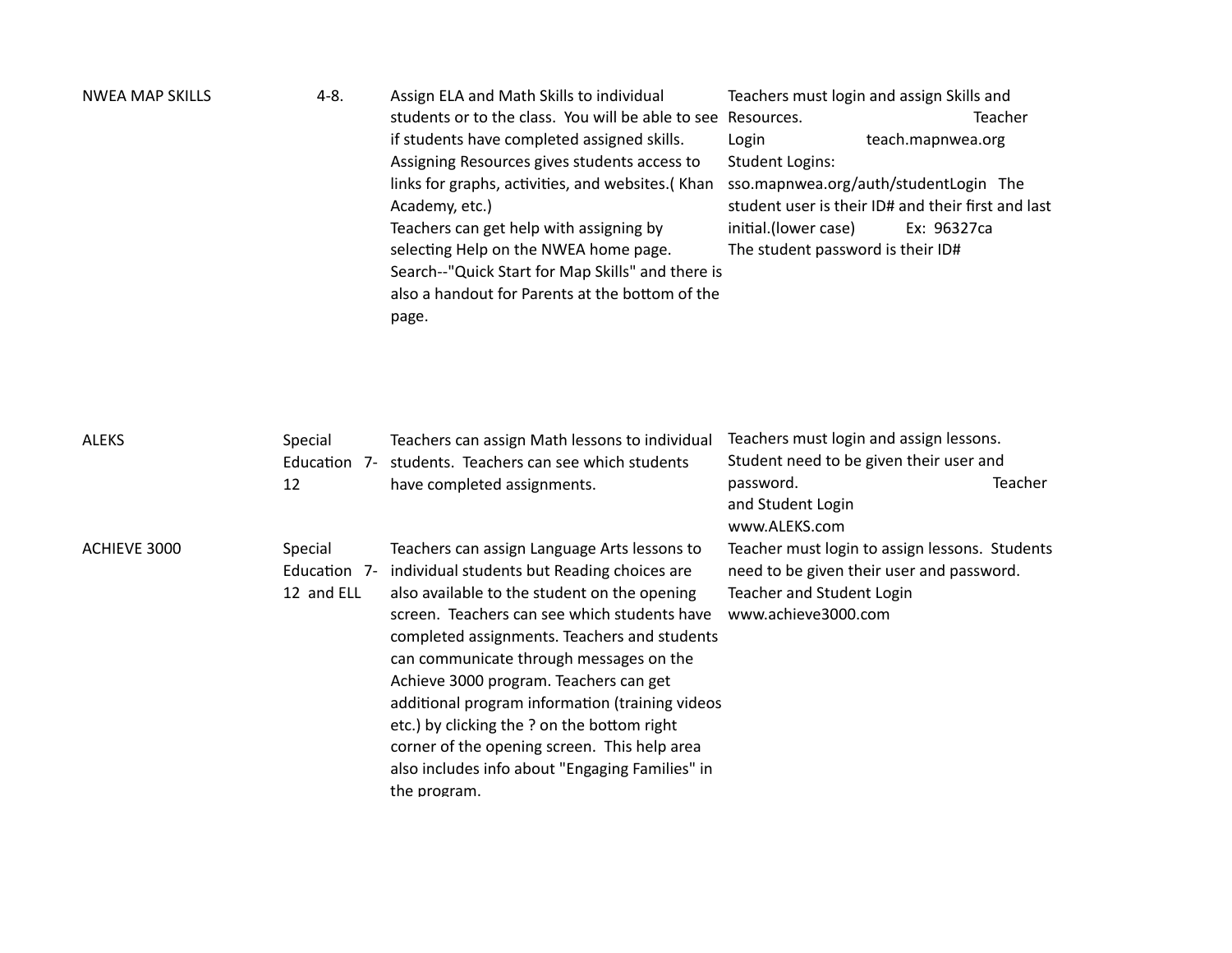| | | | |
|---|---|---|---|
| NWEA MAP SKILLS | 4-8. | Assign ELA and Math Skills to individual students or to the class. You will be able to see if students have completed assigned skills. Assigning Resources gives students access to links for graphs, activities, and websites.( Khan Academy, etc.)<br>Teachers can get help with assigning by selecting Help on the NWEA home page. Search--"Quick Start for Map Skills" and there is also a handout for Parents at the bottom of the page. | Teachers must login and assign Skills and Resources. Teacher Login teach.mapnwea.org<br>Student Logins: sso.mapnwea.org/auth/studentLogin The student user is their ID# and their first and last initial.(lower case) Ex: 96327ca<br>The student password is their ID# |
| ALEKS | Special Education 7-12 | Teachers can assign Math lessons to individual students. Teachers can see which students have completed assignments. | Teachers must login and assign lessons. Student need to be given their user and password. Teacher and Student Login www.ALEKS.com |
| ACHIEVE 3000 | Special Education 7-12 and ELL | Teachers can assign Language Arts lessons to individual students but Reading choices are also available to the student on the opening screen. Teachers can see which students have completed assignments. Teachers and students can communicate through messages on the Achieve 3000 program. Teachers can get additional program information (training videos etc.) by clicking the ? on the bottom right corner of the opening screen. This help area also includes info about "Engaging Families" in the program. | Teacher must login to assign lessons. Students need to be given their user and password. Teacher and Student Login www.achieve3000.com |